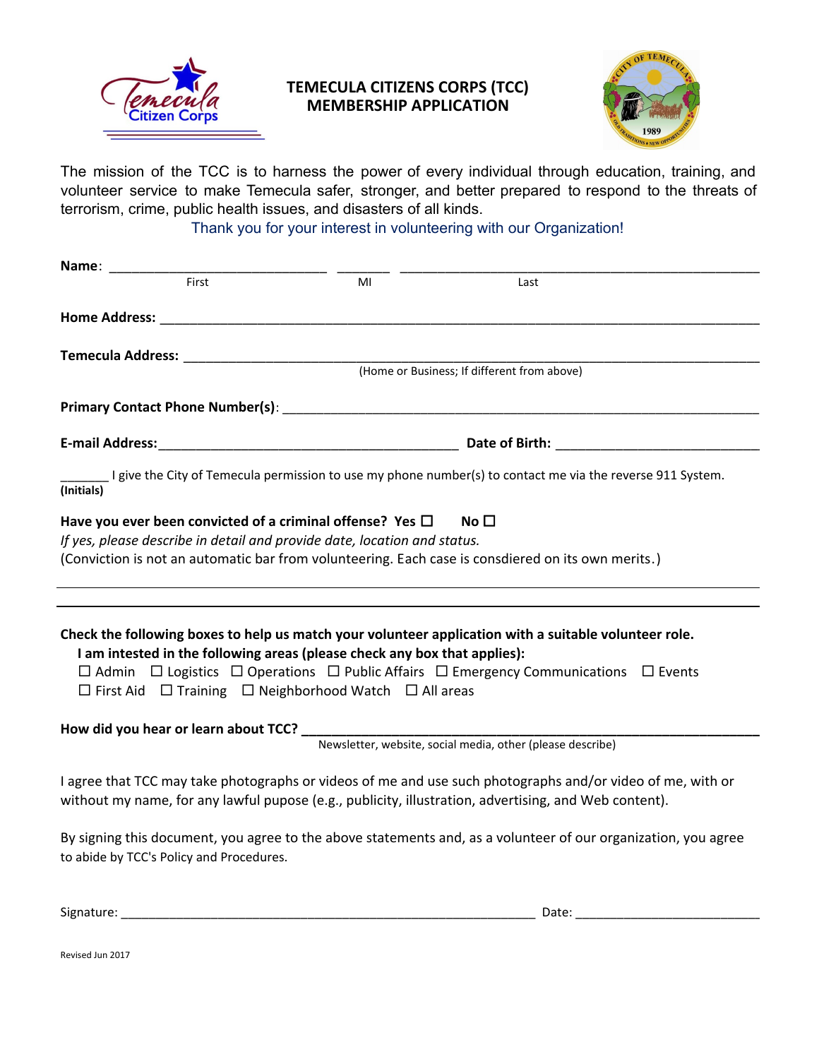# TEMECULA CITIZENS CORPS (TCC) MEMBERSHIP APPLICATION

The mission of the TCC is to harness the power of every individual through education, training, and volunteer service to make Temecula safer, stronger, and better prepared to respond to the threats of terrorism, crime, public health issues, and disasters of all kinds.

Thank you for your interest in volunteering with our Organization!

**Name**: ____________________________ ______ ______________________________________________
First MI Last

**Home Address:** ______________________________________________________________________

**Temecula Address:** ___________________________________________________________________
(Home or Business; If different from above)

**Primary Contact Phone Number(s)**: ______________________________________________________

**E-mail Address:**______________________________________ **Date of Birth:** __________________________

_______ I give the City of Temecula permission to use my phone number(s) to contact me via the reverse 911 System.
**(Initials)**

**Have you ever been convicted of a criminal offense? Yes ☐ No ☐**

*If yes, please describe in detail and provide date, location and status.*

(Conviction is not an automatic bar from volunteering. Each case is consdiered on its own merits.)

______________________________________________________________________________________

______________________________________________________________________________________

**Check the following boxes to help us match your volunteer application with a suitable volunteer role.**

**I am intested in the following areas (please check any box that applies):**

☐ Admin ☐ Logistics ☐ Operations ☐ Public Affairs ☐ Emergency Communications ☐ Events
☐ First Aid ☐ Training ☐ Neighborhood Watch ☐ All areas

**How did you hear or learn about TCC?** ___________________________________________________
Newsletter, website, social media, other (please describe)

I agree that TCC may take photographs or videos of me and use such photographs and/or video of me, with or without my name, for any lawful pupose (e.g., publicity, illustration, advertising, and Web content).

By signing this document, you agree to the above statements and, as a volunteer of our organization, you agree to abide by TCC's Policy and Procedures.

Signature: ________________________________________________________ Date: __________________________

Revised Jun 2017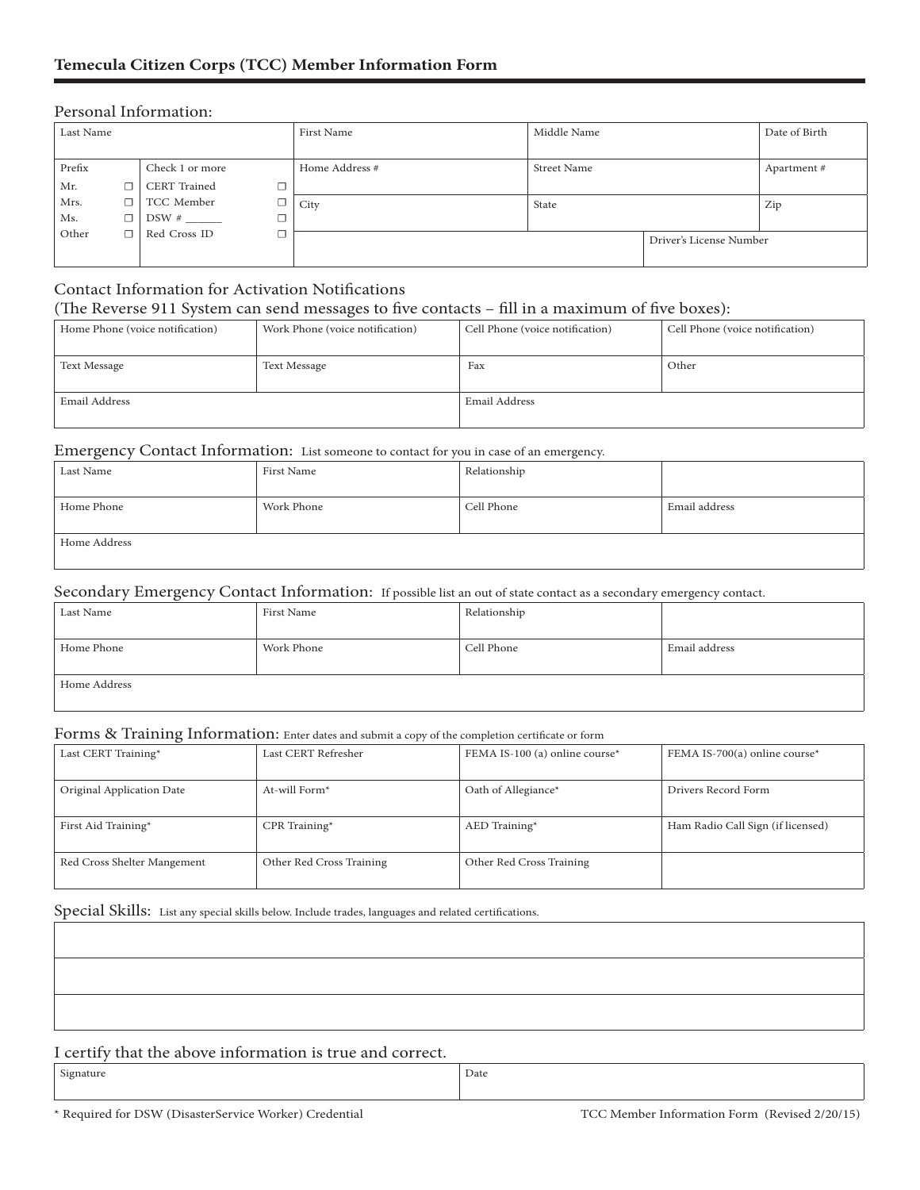## Temecula Citizen Corps (TCC) Member Information Form

### Personal Information:

| Last Name | | First Name | Middle Name | Date of Birth |
|---|---|---|---|---|
| Prefix<br>Mr. ☐<br>Mrs. ☐<br>Ms. ☐<br>Other ☐ | Check 1 or more<br>CERT Trained ☐<br>TCC Member ☐<br>DSW # ______ ☐<br>Red Cross ID ☐ | Home Address # | Street Name | Apartment # |
| | | City | State | Zip |
| | | | Driver's License Number | |

### Contact Information for Activation Notifications
(The Reverse 911 System can send messages to five contacts – fill in a maximum of five boxes):

| Home Phone (voice notification) | Work Phone (voice notification) | Cell Phone (voice notification) | Cell Phone (voice notification) |
|---|---|---|---|
| Text Message | Text Message | Fax | Other |
| Email Address | | Email Address | |

### Emergency Contact Information: List someone to contact for you in case of an emergency.

| Last Name | First Name | Relationship | |
|---|---|---|---|
| Home Phone | Work Phone | Cell Phone | Email address |
| Home Address | | | |

### Secondary Emergency Contact Information: If possible list an out of state contact as a secondary emergency contact.

| Last Name | First Name | Relationship | |
|---|---|---|---|
| Home Phone | Work Phone | Cell Phone | Email address |
| Home Address | | | |

### Forms & Training Information: Enter dates and submit a copy of the completion certificate or form

| Last CERT Training* | Last CERT Refresher | FEMA IS-100 (a) online course* | FEMA IS-700(a) online course* |
|---|---|---|---|
| Original Application Date | At-will Form* | Oath of Allegiance* | Drivers Record Form |
| First Aid Training* | CPR Training* | AED Training* | Ham Radio Call Sign (if licensed) |
| Red Cross Shelter Mangement | Other Red Cross Training | Other Red Cross Training | |

### Special Skills: List any special skills below. Include trades, languages and related certifications.

| |
|---|
| |
| |
| |

### I certify that the above information is true and correct.

| Signature | Date |
|---|---|
| | |

\* Required for DSW (DisasterService Worker) Credential

TCC Member Information Form (Revised 2/20/15)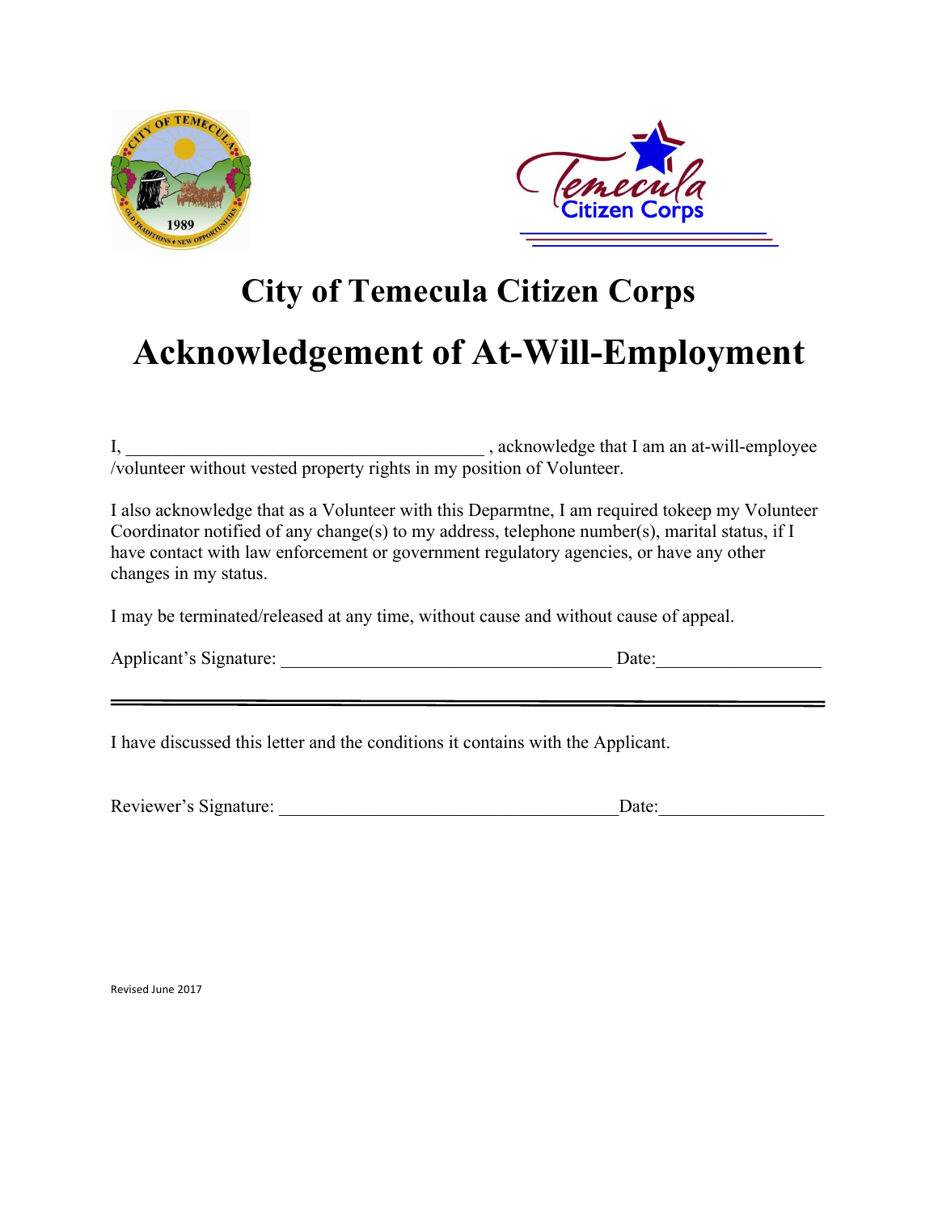# City of Temecula Citizen Corps

# Acknowledgement of At-Will-Employment

I, ________________________________________ , acknowledge that I am an at-will-employee /volunteer without vested property rights in my position of Volunteer.

I also acknowledge that as a Volunteer with this Deparmtne, I am required tokeep my Volunteer Coordinator notified of any change(s) to my address, telephone number(s), marital status, if I have contact with law enforcement or government regulatory agencies, or have any other changes in my status.

I may be terminated/released at any time, without cause and without cause of appeal.

Applicant's Signature: ____________________________________ Date:__________________

---

I have discussed this letter and the conditions it contains with the Applicant.

Reviewer's Signature: _____________________________________Date:__________________

Revised June 2017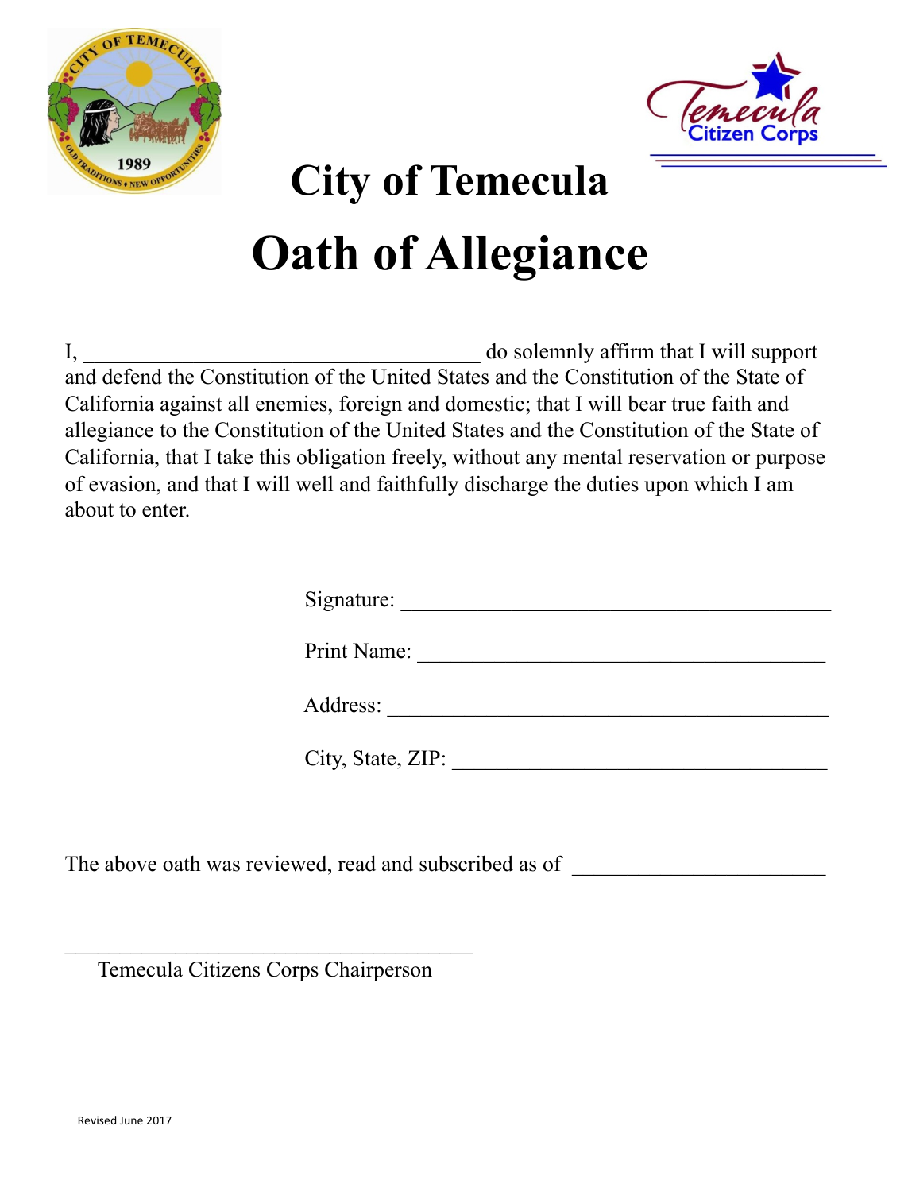# City of Temecula

# Oath of Allegiance

I, ____________________________________ do solemnly affirm that I will support and defend the Constitution of the United States and the Constitution of the State of California against all enemies, foreign and domestic; that I will bear true faith and allegiance to the Constitution of the United States and the Constitution of the State of California, that I take this obligation freely, without any mental reservation or purpose of evasion, and that I will well and faithfully discharge the duties upon which I am about to enter.

Signature: ________________________________________

Print Name: ______________________________________

Address: _________________________________________

City, State, ZIP: __________________________________

The above oath was reviewed, read and subscribed as of ______________________

______________________________________

Temecula Citizens Corps Chairperson

Revised June 2017